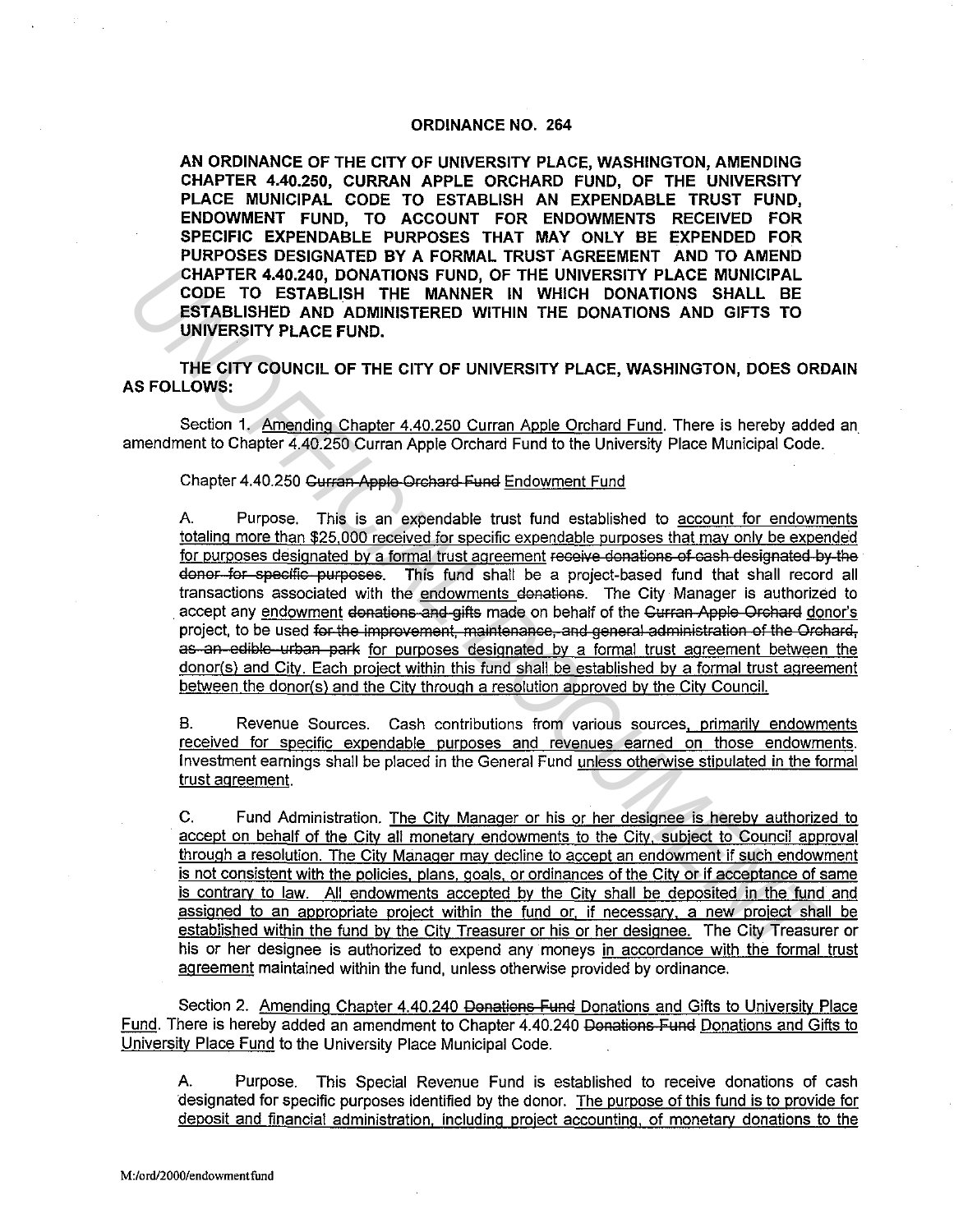# ORDINANCE NO. 264

**AN ORDINANCE OF THE CITY OF UNIVERSITY PLACE, WASHINGTON, AMENDING CHAPTER 4.40.250, CURRAN APPLE ORCHARD FUND, OF THE UNIVERSITY PLACE MUNICIPAL CODE TO ESTABLISH AN EXPENDABLE TRUST FUND, ENDOWMENT FUND, TO ACCOUNT FOR ENDOWMENTS RECEIVED FOR SPECIFIC EXPENDABLE PURPOSES THAT MAY ONLY BE EXPENDED FOR PURPOSES DESIGNATED BY A FORMAL TRUST AGREEMENT AND TO AMEND CHAPTER 4.40.240, DONATIONS FUND, OF THE UNIVERSITY PLACE MUNICIPAL CODE TO ESTABLISH THE MANNER IN WHICH DONATIONS SHALL BE ESTABLISHED AND ADMINISTERED WITHIN THE DONATIONS AND GIFTS TO UNIVERSITY PLACE FUND.**

**THE CITY COUNCIL OF THE CITY OF UNIVERSITY PLACE, WASHINGTON, DOES ORDAIN AS FOLLOWS:**

Section 1. <u>Amending Chapter 4.40.250 Curran Apple Orchard Fund</u>. There is hereby added an amendment to Chapter 4.40.250 Curran Apple Orchard Fund to the University Place Municipal Code.

Chapter 4.40.250 ~~Curran Apple Orchard Fund~~ <u>Endowment Fund</u>

A. Purpose. This is an expendable trust fund established to <u>account for endowments totaling more than $25,000 received for specific expendable purposes that may only be expended for purposes designated by a formal trust agreement</u> ~~receive donations of cash designated by the donor for specific purposes~~. This fund shall be a project-based fund that shall record all transactions associated with the <u>endowments</u> ~~donations~~. The City Manager is authorized to accept any <u>endowment</u> ~~donations and gifts~~ made on behalf of the ~~Curran Apple Orchard~~ <u>donor's</u> project, to be used ~~for the improvement, maintenance, and general administration of the Orchard, as an edible urban park~~ <u>for purposes designated by a formal trust agreement between the donor(s) and City. Each project within this fund shall be established by a formal trust agreement between the donor(s) and the City through a resolution approved by the City Council.</u>

B. Revenue Sources. Cash contributions from various sources<u>, primarily endowments received for specific expendable purposes and revenues earned on those endowments</u>. Investment earnings shall be placed in the General Fund <u>unless otherwise stipulated in the formal trust agreement</u>.

C. Fund Administration. <u>The City Manager or his or her designee is hereby authorized to accept on behalf of the City all monetary endowments to the City, subject to Council approval through a resolution. The City Manager may decline to accept an endowment if such endowment is not consistent with the policies, plans, goals, or ordinances of the City or if acceptance of same is contrary to law. All endowments accepted by the City shall be deposited in the fund and assigned to an appropriate project within the fund or, if necessary, a new project shall be established within the fund by the City Treasurer or his or her designee.</u> The City Treasurer or his or her designee is authorized to expend any moneys <u>in accordance with the formal trust agreement</u> maintained within the fund, unless otherwise provided by ordinance.

Section 2. <u>Amending Chapter 4.40.240</u> ~~Donations Fund~~ <u>Donations and Gifts to University Place Fund</u>. There is hereby added an amendment to Chapter 4.40.240 ~~Donations Fund~~ <u>Donations and Gifts to University Place Fund</u> to the University Place Municipal Code.

A. Purpose. This Special Revenue Fund is established to receive donations of cash designated for specific purposes identified by the donor. <u>The purpose of this fund is to provide for deposit and financial administration, including project accounting, of monetary donations to the</u>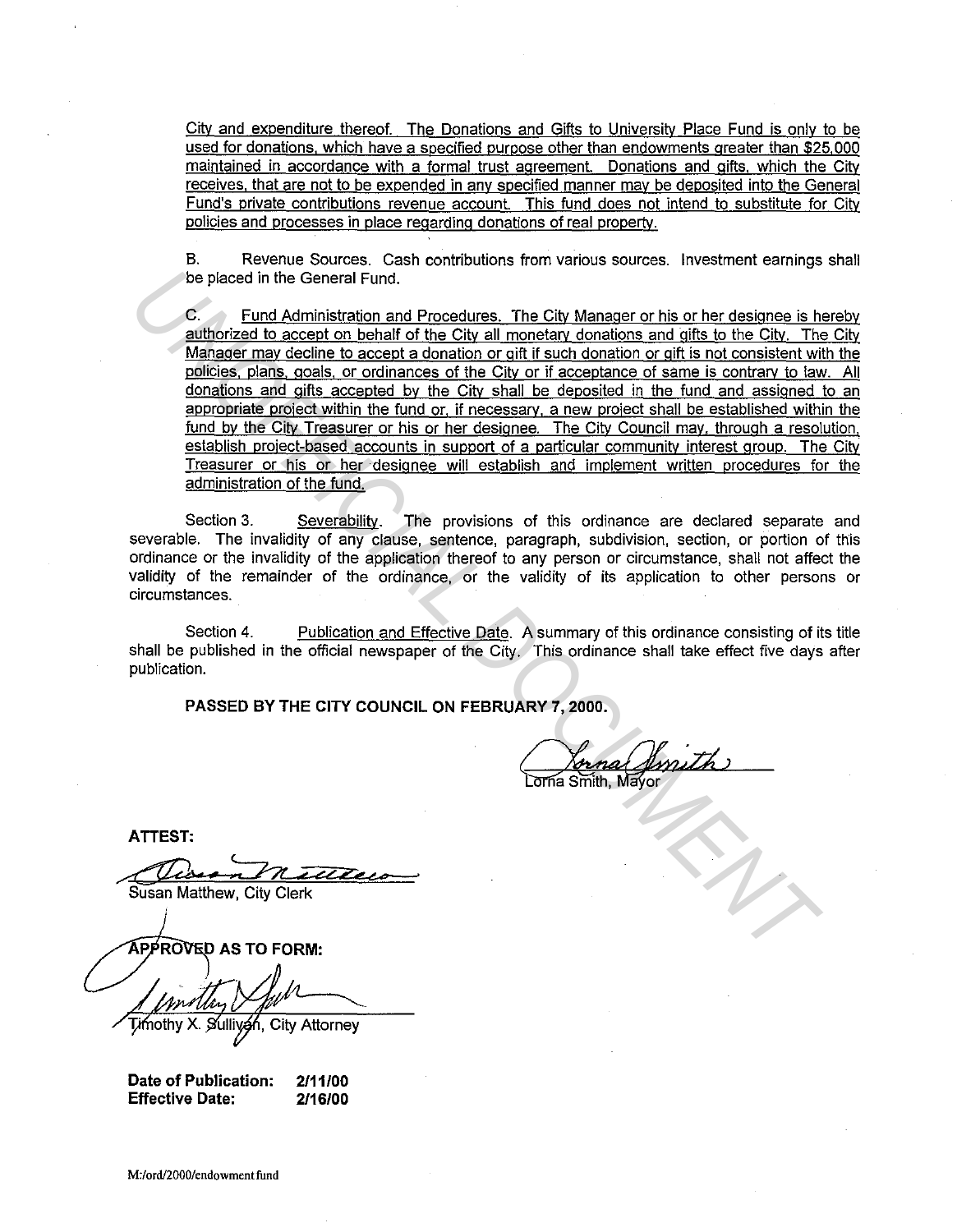City and expenditure thereof. The Donations and Gifts to University Place Fund is only to be used for donations, which have a specified purpose other than endowments greater than $25,000 maintained in accordance with a formal trust agreement. Donations and gifts, which the City receives, that are not to be expended in any specified manner may be deposited into the General Fund's private contributions revenue account. This fund does not intend to substitute for City policies and processes in place regarding donations of real property.

B. Revenue Sources. Cash contributions from various sources. Investment earnings shall be placed in the General Fund.

C. Fund Administration and Procedures. The City Manager or his or her designee is hereby authorized to accept on behalf of the City all monetary donations and gifts to the City. The City Manager may decline to accept a donation or gift if such donation or gift is not consistent with the policies, plans, goals, or ordinances of the City or if acceptance of same is contrary to law. All donations and gifts accepted by the City shall be deposited in the fund and assigned to an appropriate project within the fund or, if necessary, a new project shall be established within the fund by the City Treasurer or his or her designee. The City Council may, through a resolution, establish project-based accounts in support of a particular community interest group. The City Treasurer or his or her designee will establish and implement written procedures for the administration of the fund.

Section 3. Severability. The provisions of this ordinance are declared separate and severable. The invalidity of any clause, sentence, paragraph, subdivision, section, or portion of this ordinance or the invalidity of the application thereof to any person or circumstance, shall not affect the validity of the remainder of the ordinance, or the validity of its application to other persons or circumstances.

Section 4. Publication and Effective Date. A summary of this ordinance consisting of its title shall be published in the official newspaper of the City. This ordinance shall take effect five days after publication.

**PASSED BY THE CITY COUNCIL ON FEBRUARY 7, 2000.**

Lorna Smith, Mayor

**ATTEST:**

Susan Matthew, City Clerk

**APPROVED AS TO FORM:**

Timothy X. Sullivan, City Attorney

**Date of Publication:** 2/11/00
**Effective Date:** 2/16/00

M:/ord/2000/endowment fund